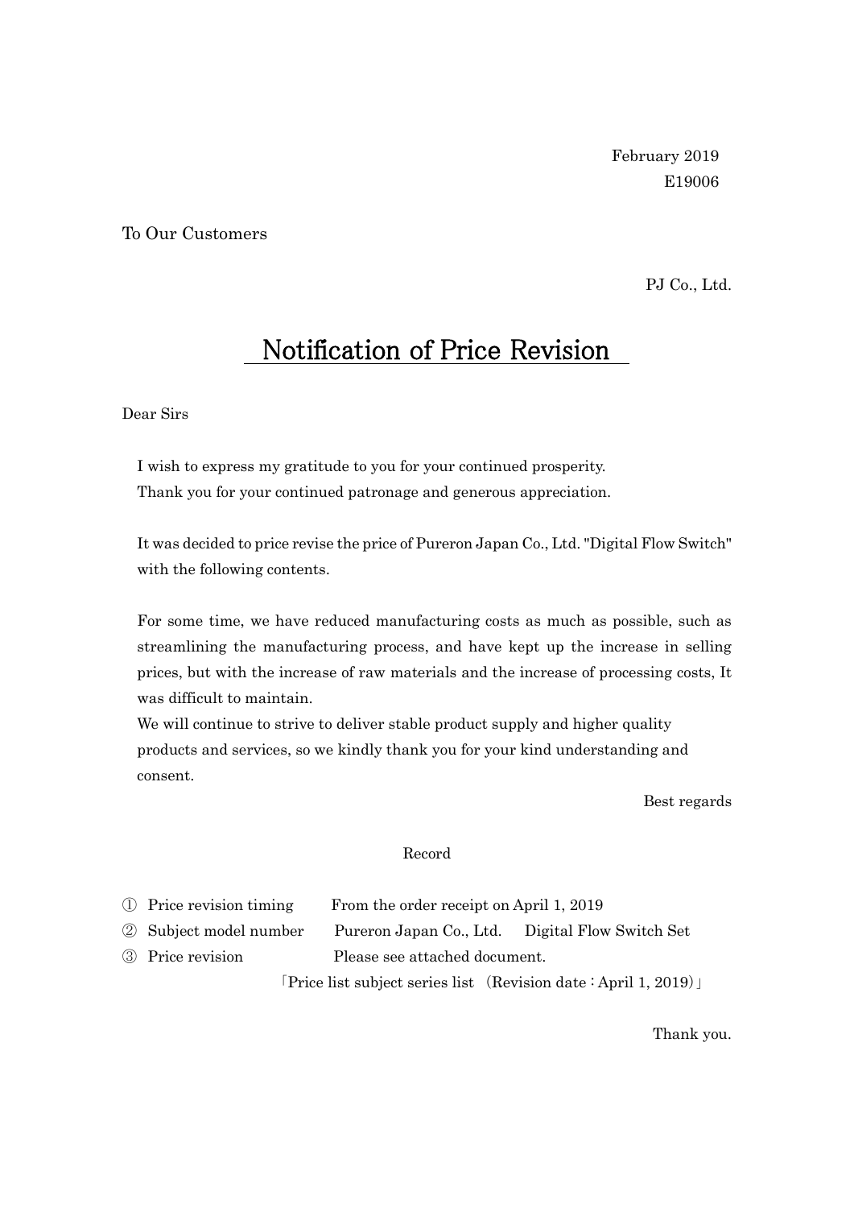February 2019
E19006

To Our Customers

PJ Co., Ltd.

# Notification of Price Revision

Dear Sirs

I wish to express my gratitude to you for your continued prosperity.
Thank you for your continued patronage and generous appreciation.

It was decided to price revise the price of Pureron Japan Co., Ltd. "Digital Flow Switch" with the following contents.

For some time, we have reduced manufacturing costs as much as possible, such as streamlining the manufacturing process, and have kept up the increase in selling prices, but with the increase of raw materials and the increase of processing costs, It was difficult to maintain.
We will continue to strive to deliver stable product supply and higher quality products and services, so we kindly thank you for your kind understanding and consent.

Best regards

Record

① Price revision timing　　From the order receipt on April 1, 2019
② Subject model number　　Pureron Japan Co., Ltd.　Digital Flow Switch Set
③ Price revision　　Please see attached document.
「Price list subject series list （Revision date：April 1, 2019）」

Thank you.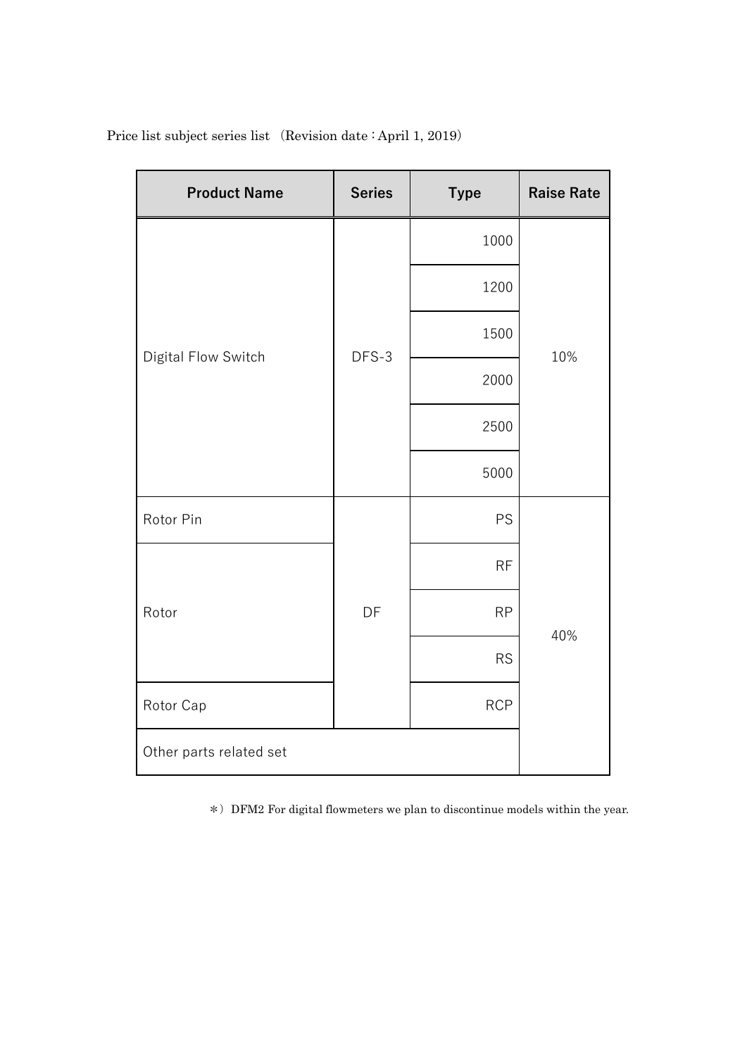Price list subject series list （Revision date：April 1, 2019）

| Product Name | Series | Type | Raise Rate |
|---|---|---|---|
| Digital Flow Switch | DFS-3 | 1000 | 10% |
| | | 1200 | |
| | | 1500 | |
| | | 2000 | |
| | | 2500 | |
| | | 5000 | |
| Rotor Pin | DF | PS | 40% |
| Rotor | | RF | |
| | | RP | |
| | | RS | |
| Rotor Cap | | RCP | |
| Other parts related set | | | |

*）DFM2 For digital flowmeters we plan to discontinue models within the year.